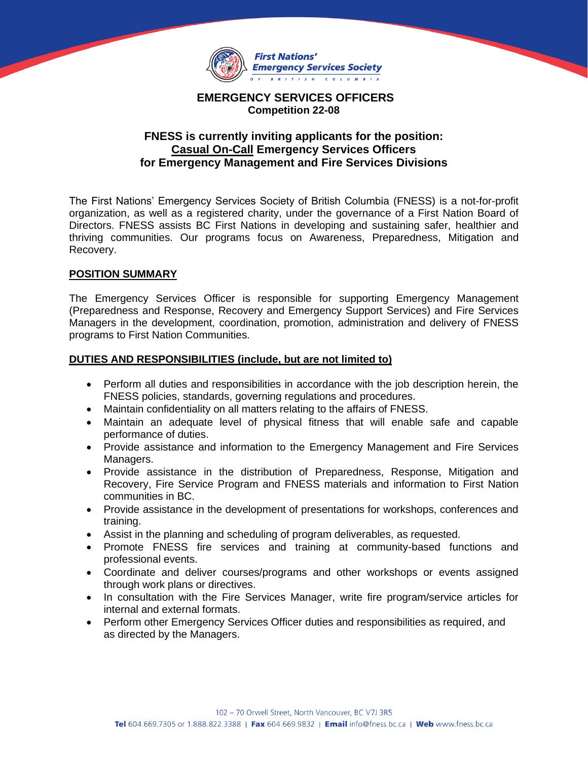First Nations' Emergency Services Society OF BRITISH COLUMBIA

# EMERGENCY SERVICES OFFICERS

**Competition 22-08**

## FNESS is currently inviting applicants for the position: <u>Casual On-Call</u> Emergency Services Officers for Emergency Management and Fire Services Divisions

The First Nations' Emergency Services Society of British Columbia (FNESS) is a not-for-profit organization, as well as a registered charity, under the governance of a First Nation Board of Directors. FNESS assists BC First Nations in developing and sustaining safer, healthier and thriving communities. Our programs focus on Awareness, Preparedness, Mitigation and Recovery.

### POSITION SUMMARY

The Emergency Services Officer is responsible for supporting Emergency Management (Preparedness and Response, Recovery and Emergency Support Services) and Fire Services Managers in the development, coordination, promotion, administration and delivery of FNESS programs to First Nation Communities.

### DUTIES AND RESPONSIBILITIES (include, but are not limited to)

- Perform all duties and responsibilities in accordance with the job description herein, the FNESS policies, standards, governing regulations and procedures.
- Maintain confidentiality on all matters relating to the affairs of FNESS.
- Maintain an adequate level of physical fitness that will enable safe and capable performance of duties.
- Provide assistance and information to the Emergency Management and Fire Services Managers.
- Provide assistance in the distribution of Preparedness, Response, Mitigation and Recovery, Fire Service Program and FNESS materials and information to First Nation communities in BC.
- Provide assistance in the development of presentations for workshops, conferences and training.
- Assist in the planning and scheduling of program deliverables, as requested.
- Promote FNESS fire services and training at community-based functions and professional events.
- Coordinate and deliver courses/programs and other workshops or events assigned through work plans or directives.
- In consultation with the Fire Services Manager, write fire program/service articles for internal and external formats.
- Perform other Emergency Services Officer duties and responsibilities as required, and as directed by the Managers.

102 – 70 Orwell Street, North Vancouver, BC V7J 3R5

**Tel** 604.669.7305 or 1.888.822.3388 | **Fax** 604.669.9832 | **Email** info@fness.bc.ca | **Web** www.fness.bc.ca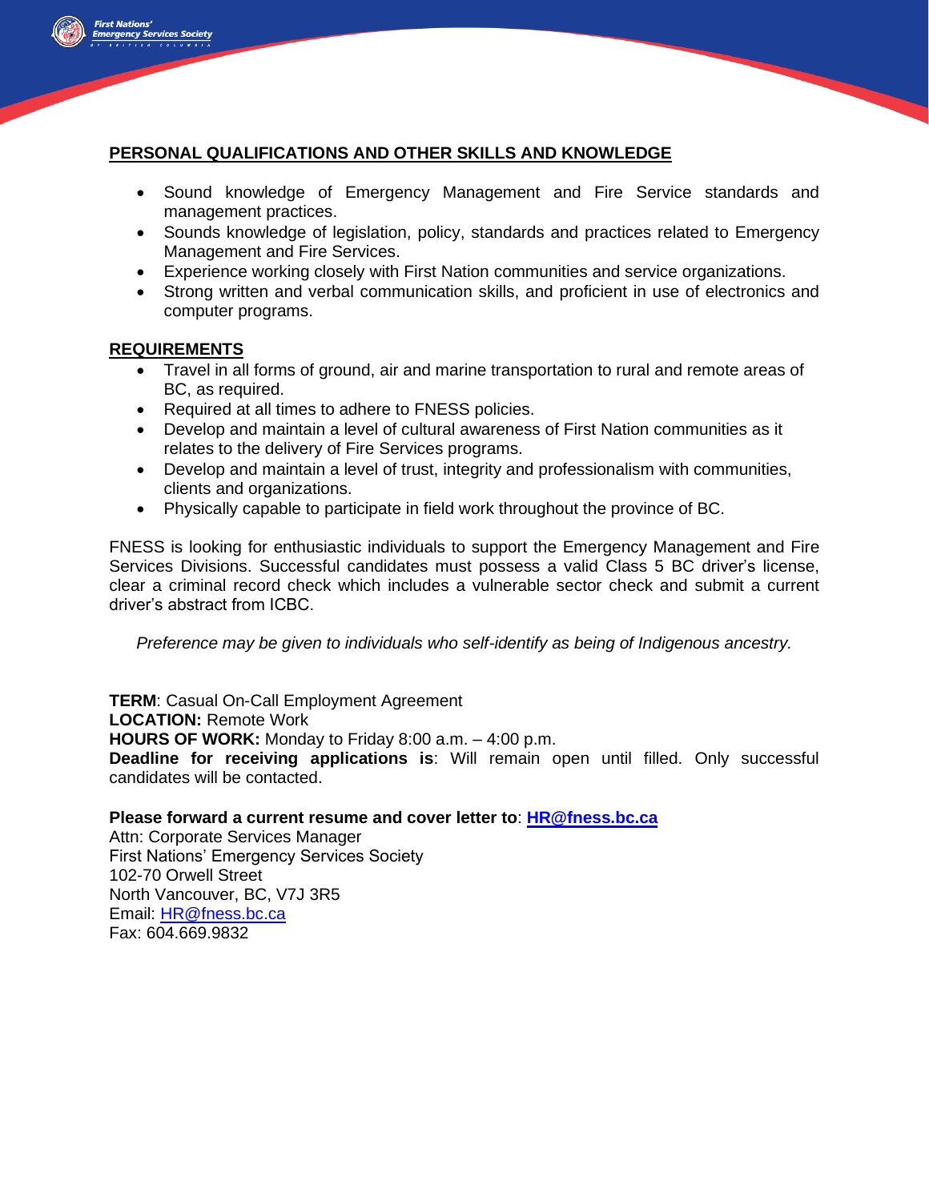## PERSONAL QUALIFICATIONS AND OTHER SKILLS AND KNOWLEDGE

- Sound knowledge of Emergency Management and Fire Service standards and management practices.
- Sounds knowledge of legislation, policy, standards and practices related to Emergency Management and Fire Services.
- Experience working closely with First Nation communities and service organizations.
- Strong written and verbal communication skills, and proficient in use of electronics and computer programs.

## REQUIREMENTS

- Travel in all forms of ground, air and marine transportation to rural and remote areas of BC, as required.
- Required at all times to adhere to FNESS policies.
- Develop and maintain a level of cultural awareness of First Nation communities as it relates to the delivery of Fire Services programs.
- Develop and maintain a level of trust, integrity and professionalism with communities, clients and organizations.
- Physically capable to participate in field work throughout the province of BC.

FNESS is looking for enthusiastic individuals to support the Emergency Management and Fire Services Divisions. Successful candidates must possess a valid Class 5 BC driver's license, clear a criminal record check which includes a vulnerable sector check and submit a current driver's abstract from ICBC.

*Preference may be given to individuals who self-identify as being of Indigenous ancestry.*

**TERM**: Casual On-Call Employment Agreement
**LOCATION:** Remote Work
**HOURS OF WORK:** Monday to Friday 8:00 a.m. – 4:00 p.m.
**Deadline for receiving applications is**: Will remain open until filled. Only successful candidates will be contacted.

**Please forward a current resume and cover letter to**: **HR@fness.bc.ca**
Attn: Corporate Services Manager
First Nations' Emergency Services Society
102-70 Orwell Street
North Vancouver, BC, V7J 3R5
Email: HR@fness.bc.ca
Fax: 604.669.9832